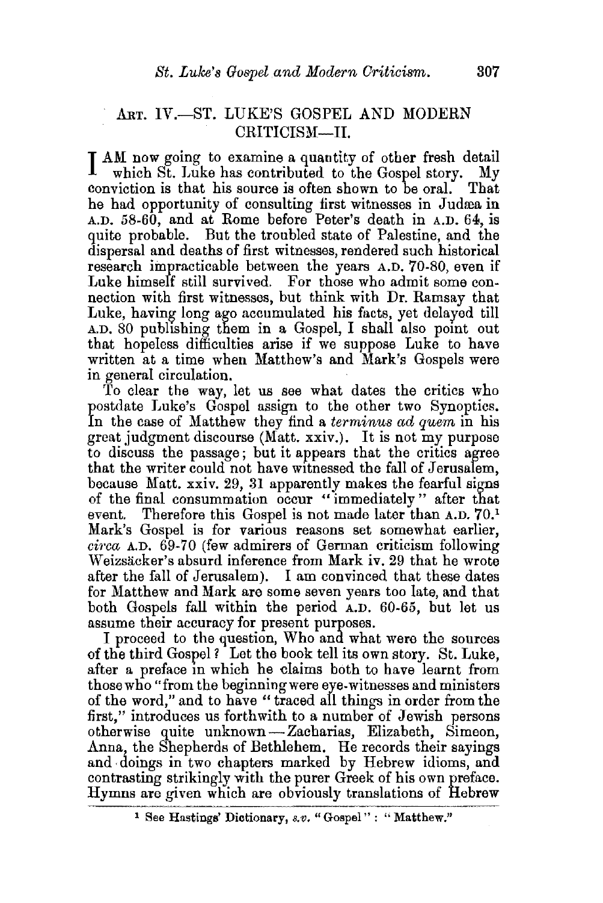## ART. IV.—ST. LUKE'S GOSPEL AND MODERN CRITICISM—II.

I AM now going to examine a quantity of other fresh detail which St. Luke has contributed to the Gospel story. My conviction is that his source is often shown to be oral. That he had opportunity of consulting first witnesses in Judæa in A.D. 58-60, and at Rome before Peter's death in A.D. 64, is quite probable. But the troubled state of Palestine, and the dispersal and deaths of first witnesses, rendered such historical research impracticable between the years A.D. 70-80, even if Luke himself still survived. For those who admit some connection with first witnesses, but think with Dr. Ramsay that Luke, having long ago accumulated his facts, yet delayed till A.D. 80 publishing them in a Gospel, I shall also point out that hopeless difficulties arise if we suppose Luke to have written at a time when Matthew's and Mark's Gospels were in general circulation.

To clear the way, let us see what dates the critics who postdate Luke's Gospel assign to the other two Synoptics. In the case of Matthew they find a *terminus ad quem* in his great judgment discourse (Matt. xxiv.). It is not my purpose to discuss the passage; but it appears that the critics agree that the writer could not have witnessed the fall of Jerusalem, because Matt. xxiv. 29, 31 apparently makes the fearful signs of the final consummation occur "immediately" after that event. Therefore this Gospel is not made later than A.D. 70.[1] Mark's Gospel is for various reasons set somewhat earlier, *circa* A.D. 69-70 (few admirers of German criticism following Weizsäcker's absurd inference from Mark iv. 29 that he wrote after the fall of Jerusalem). I am convinced that these dates for Matthew and Mark are some seven years too late, and that both Gospels fall within the period A.D. 60-65, but let us assume their accuracy for present purposes.

I proceed to the question, Who and what were the sources of the third Gospel? Let the book tell its own story. St. Luke, after a preface in which he claims both to have learnt from those who "from the beginning were eye-witnesses and ministers of the word," and to have "traced all things in order from the first," introduces us forthwith to a number of Jewish persons otherwise quite unknown—Zacharias, Elizabeth, Simeon, Anna, the Shepherds of Bethlehem. He records their sayings and doings in two chapters marked by Hebrew idioms, and contrasting strikingly with the purer Greek of his own preface. Hymns are given which are obviously translations of Hebrew

[1] See Hastings' Dictionary, *s.v.* "Gospel": "Matthew."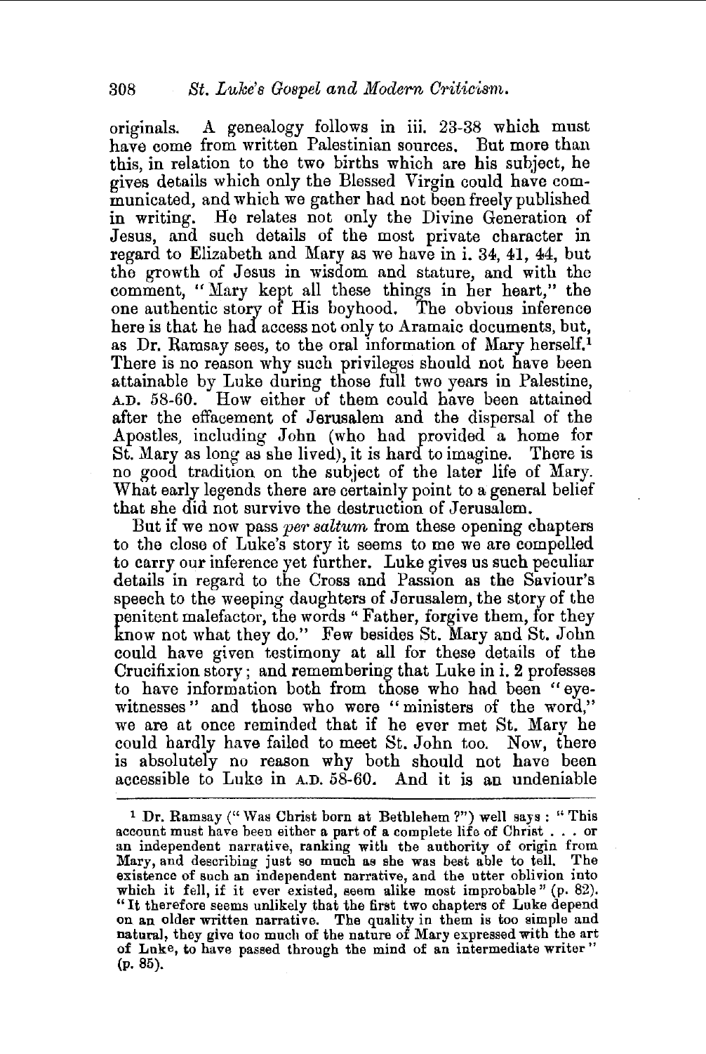originals. A genealogy follows in iii. 23-38 which must have come from written Palestinian sources. But more than this, in relation to the two births which are his subject, he gives details which only the Blessed Virgin could have communicated, and which we gather had not been freely published in writing. He relates not only the Divine Generation of Jesus, and such details of the most private character in regard to Elizabeth and Mary as we have in i. 34, 41, 44, but the growth of Jesus in wisdom and stature, and with the comment, "Mary kept all these things in her heart," the one authentic story of His boyhood. The obvious inference here is that he had access not only to Aramaic documents, but, as Dr. Ramsay sees, to the oral information of Mary herself.[1] There is no reason why such privileges should not have been attainable by Luke during those full two years in Palestine, A.D. 58-60. How either of them could have been attained after the effacement of Jerusalem and the dispersal of the Apostles, including John (who had provided a home for St. Mary as long as she lived), it is hard to imagine. There is no good tradition on the subject of the later life of Mary. What early legends there are certainly point to a general belief that she did not survive the destruction of Jerusalem.

But if we now pass *per saltum* from these opening chapters to the close of Luke's story it seems to me we are compelled to carry our inference yet further. Luke gives us such peculiar details in regard to the Cross and Passion as the Saviour's speech to the weeping daughters of Jerusalem, the story of the penitent malefactor, the words "Father, forgive them, for they know not what they do." Few besides St. Mary and St. John could have given testimony at all for these details of the Crucifixion story; and remembering that Luke in i. 2 professes to have information both from those who had been "eye-witnesses" and those who were "ministers of the word," we are at once reminded that if he ever met St. Mary he could hardly have failed to meet St. John too. Now, there is absolutely no reason why both should not have been accessible to Luke in A.D. 58-60. And it is an undeniable

---

[1] Dr. Ramsay ("Was Christ born at Bethlehem?") well says: "This account must have been either a part of a complete life of Christ . . . or an independent narrative, ranking with the authority of origin from Mary, and describing just so much as she was best able to tell. The existence of such an independent narrative, and the utter oblivion into which it fell, if it ever existed, seem alike most improbable" (p. 82). "It therefore seems unlikely that the first two chapters of Luke depend on an older written narrative. The quality in them is too simple and natural, they give too much of the nature of Mary expressed with the art of Luke, to have passed through the mind of an intermediate writer" (p. 85).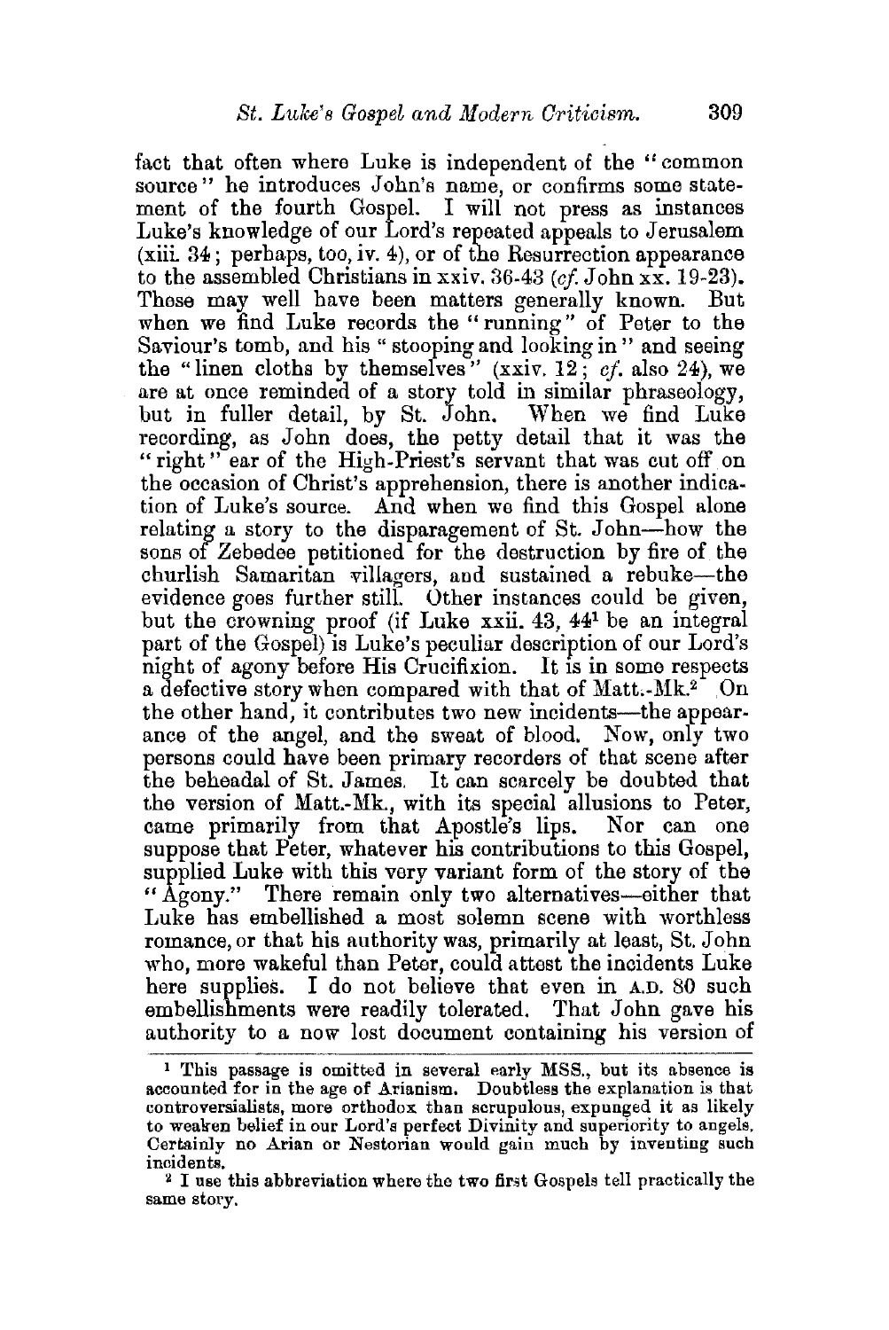fact that often where Luke is independent of the "common source" he introduces John's name, or confirms some statement of the fourth Gospel. I will not press as instances Luke's knowledge of our Lord's repeated appeals to Jerusalem (xiii. 34; perhaps, too, iv. 4), or of the Resurrection appearance to the assembled Christians in xxiv. 36-43 (*cf.* John xx. 19-23). These may well have been matters generally known. But when we find Luke records the "running" of Peter to the Saviour's tomb, and his "stooping and looking in" and seeing the "linen cloths by themselves" (xxiv. 12; *cf.* also 24), we are at once reminded of a story told in similar phraseology, but in fuller detail, by St. John. When we find Luke recording, as John does, the petty detail that it was the "right" ear of the High-Priest's servant that was cut off on the occasion of Christ's apprehension, there is another indication of Luke's source. And when we find this Gospel alone relating a story to the disparagement of St. John—how the sons of Zebedee petitioned for the destruction by fire of the churlish Samaritan villagers, and sustained a rebuke—the evidence goes further still. Other instances could be given, but the crowning proof (if Luke xxii. 43, 44[1] be an integral part of the Gospel) is Luke's peculiar description of our Lord's night of agony before His Crucifixion. It is in some respects a defective story when compared with that of Matt.-Mk.[2] On the other hand, it contributes two new incidents—the appearance of the angel, and the sweat of blood. Now, only two persons could have been primary recorders of that scene after the beheadal of St. James. It can scarcely be doubted that the version of Matt.-Mk., with its special allusions to Peter, came primarily from that Apostle's lips. Nor can one suppose that Peter, whatever his contributions to this Gospel, supplied Luke with this very variant form of the story of the "Agony." There remain only two alternatives—either that Luke has embellished a most solemn scene with worthless romance, or that his authority was, primarily at least, St. John who, more wakeful than Peter, could attest the incidents Luke here supplies. I do not believe that even in A.D. 80 such embellishments were readily tolerated. That John gave his authority to a now lost document containing his version of

[1] This passage is omitted in several early MSS., but its absence is accounted for in the age of Arianism. Doubtless the explanation is that controversialists, more orthodox than scrupulous, expunged it as likely to weaken belief in our Lord's perfect Divinity and superiority to angels. Certainly no Arian or Nestorian would gain much by inventing such incidents.

[2] I use this abbreviation where the two first Gospels tell practically the same story.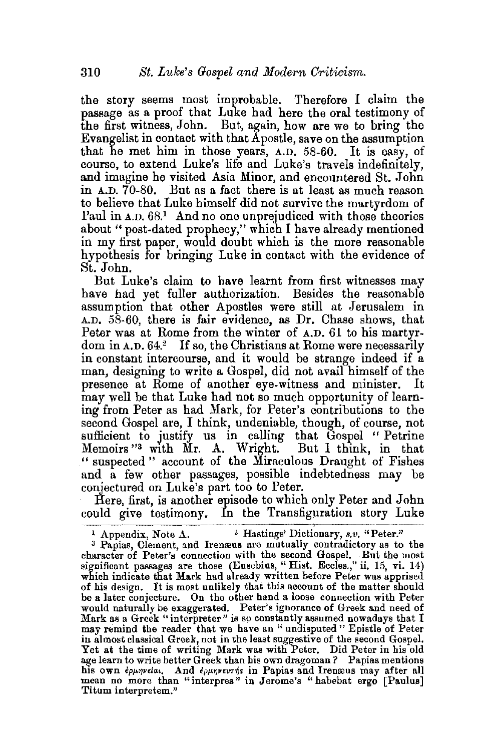the story seems most improbable. Therefore I claim the passage as a proof that Luke had here the oral testimony of the first witness, John. But, again, how are we to bring the Evangelist in contact with that Apostle, save on the assumption that he met him in those years, A.D. 58-60. It is easy, of course, to extend Luke's life and Luke's travels indefinitely, and imagine he visited Asia Minor, and encountered St. John in A.D. 70-80. But as a fact there is at least as much reason to believe that Luke himself did not survive the martyrdom of Paul in A.D. 68.[1] And no one unprejudiced with those theories about "post-dated prophecy," which I have already mentioned in my first paper, would doubt which is the more reasonable hypothesis for bringing Luke in contact with the evidence of St. John.

But Luke's claim to have learnt from first witnesses may have had yet fuller authorization. Besides the reasonable assumption that other Apostles were still at Jerusalem in A.D. 58-60, there is fair evidence, as Dr. Chase shows, that Peter was at Rome from the winter of A.D. 61 to his martyrdom in A.D. 64.[2] If so, the Christians at Rome were necessarily in constant intercourse, and it would be strange indeed if a man, designing to write a Gospel, did not avail himself of the presence at Rome of another eye-witness and minister. It may well be that Luke had not so much opportunity of learning from Peter as had Mark, for Peter's contributions to the second Gospel are, I think, undeniable, though, of course, not sufficient to justify us in calling that Gospel "Petrine Memoirs"[3] with Mr. A. Wright. But I think, in that "suspected" account of the Miraculous Draught of Fishes and a few other passages, possible indebtedness may be conjectured on Luke's part too to Peter.

Here, first, is another episode to which only Peter and John could give testimony. In the Transfiguration story Luke

[1] Appendix, Note A. [2] Hastings' Dictionary, *s.v.* "Peter."

[3] Papias, Clement, and Irenæus are mutually contradictory as to the character of Peter's connection with the second Gospel. But the most significant passages are those (Eusebius, "Hist. Eccles.," ii. 15, vi. 14) which indicate that Mark had already written before Peter was apprised of his design. It is most unlikely that this account of the matter should be a later conjecture. On the other hand a loose connection with Peter would naturally be exaggerated. Peter's ignorance of Greek and need of Mark as a Greek "interpreter" is so constantly assumed nowadays that I may remind the reader that we have an "undisputed" Epistle of Peter in almost classical Greek, not in the least suggestive of the second Gospel. Yet at the time of writing Mark was with Peter. Did Peter in his old age learn to write better Greek than his own dragoman? Papias mentions his own ἑρμηνεῖαι. And ἑρμηνευτής in Papias and Irenæus may after all mean no more than "interpres" in Jerome's "habebat ergo [Paulus] Titum interpretem."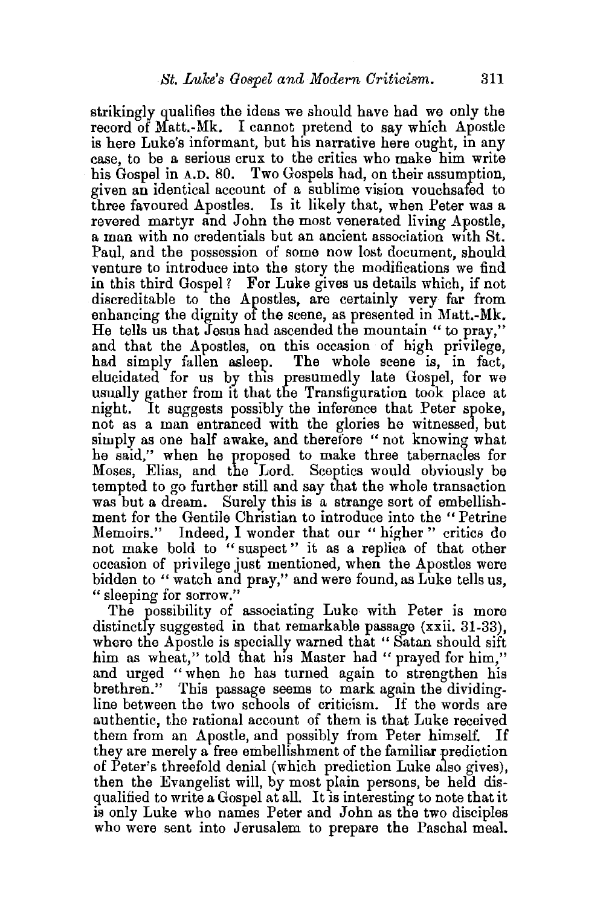strikingly qualifies the ideas we should have had we only the record of Matt.-Mk. I cannot pretend to say which Apostle is here Luke's informant, but his narrative here ought, in any case, to be a serious crux to the critics who make him write his Gospel in A.D. 80. Two Gospels had, on their assumption, given an identical account of a sublime vision vouchsafed to three favoured Apostles. Is it likely that, when Peter was a revered martyr and John the most venerated living Apostle, a man with no credentials but an ancient association with St. Paul, and the possession of some now lost document, should venture to introduce into the story the modifications we find in this third Gospel? For Luke gives us details which, if not discreditable to the Apostles, are certainly very far from enhancing the dignity of the scene, as presented in Matt.-Mk. He tells us that Jesus had ascended the mountain "to pray," and that the Apostles, on this occasion of high privilege, had simply fallen asleep. The whole scene is, in fact, elucidated for us by this presumedly late Gospel, for we usually gather from it that the Transfiguration took place at night. It suggests possibly the inference that Peter spoke, not as a man entranced with the glories he witnessed, but simply as one half awake, and therefore "not knowing what he said," when he proposed to make three tabernacles for Moses, Elias, and the Lord. Sceptics would obviously be tempted to go further still and say that the whole transaction was but a dream. Surely this is a strange sort of embellishment for the Gentile Christian to introduce into the "Petrine Memoirs." Indeed, I wonder that our "higher" critics do not make bold to "suspect" it as a replica of that other occasion of privilege just mentioned, when the Apostles were bidden to "watch and pray," and were found, as Luke tells us, "sleeping for sorrow."

The possibility of associating Luke with Peter is more distinctly suggested in that remarkable passage (xxii. 31-33), where the Apostle is specially warned that "Satan should sift him as wheat," told that his Master had "prayed for him," and urged "when he has turned again to strengthen his brethren." This passage seems to mark again the dividing-line between the two schools of criticism. If the words are authentic, the rational account of them is that Luke received them from an Apostle, and possibly from Peter himself. If they are merely a free embellishment of the familiar prediction of Peter's threefold denial (which prediction Luke also gives), then the Evangelist will, by most plain persons, be held disqualified to write a Gospel at all. It is interesting to note that it is only Luke who names Peter and John as the two disciples who were sent into Jerusalem to prepare the Paschal meal.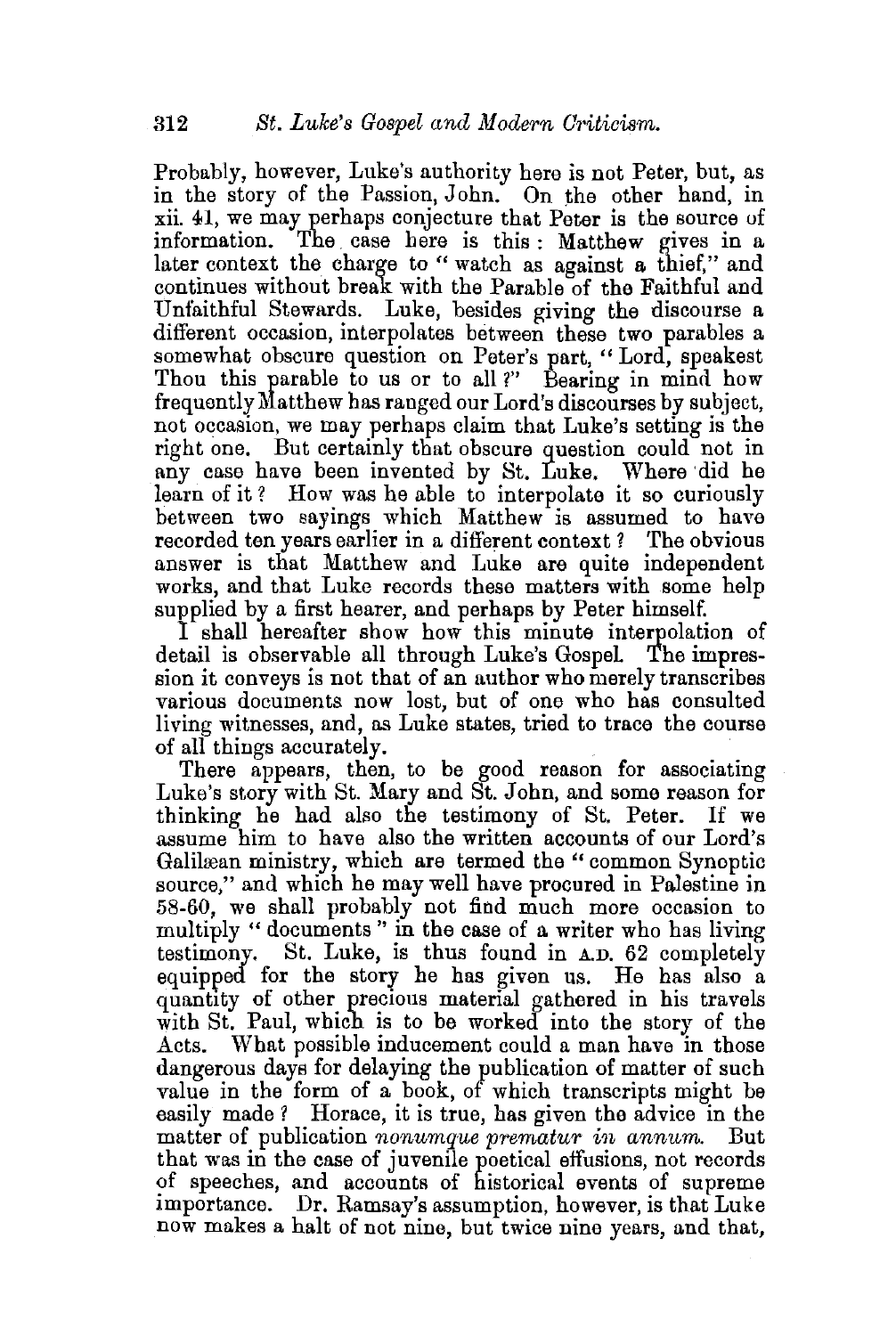Probably, however, Luke's authority here is not Peter, but, as in the story of the Passion, John. On the other hand, in xii. 41, we may perhaps conjecture that Peter is the source of information. The case here is this: Matthew gives in a later context the charge to "watch as against a thief," and continues without break with the Parable of the Faithful and Unfaithful Stewards. Luke, besides giving the discourse a different occasion, interpolates between these two parables a somewhat obscure question on Peter's part, "Lord, speakest Thou this parable to us or to all?" Bearing in mind how frequently Matthew has ranged our Lord's discourses by subject, not occasion, we may perhaps claim that Luke's setting is the right one. But certainly that obscure question could not in any case have been invented by St. Luke. Where did he learn of it? How was he able to interpolate it so curiously between two sayings which Matthew is assumed to have recorded ten years earlier in a different context? The obvious answer is that Matthew and Luke are quite independent works, and that Luke records these matters with some help supplied by a first hearer, and perhaps by Peter himself.

I shall hereafter show how this minute interpolation of detail is observable all through Luke's Gospel. The impression it conveys is not that of an author who merely transcribes various documents now lost, but of one who has consulted living witnesses, and, as Luke states, tried to trace the course of all things accurately.

There appears, then, to be good reason for associating Luke's story with St. Mary and St. John, and some reason for thinking he had also the testimony of St. Peter. If we assume him to have also the written accounts of our Lord's Galilæan ministry, which are termed the "common Synoptic source," and which he may well have procured in Palestine in 58-60, we shall probably not find much more occasion to multiply "documents" in the case of a writer who has living testimony. St. Luke, is thus found in A.D. 62 completely equipped for the story he has given us. He has also a quantity of other precious material gathered in his travels with St. Paul, which is to be worked into the story of the Acts. What possible inducement could a man have in those dangerous days for delaying the publication of matter of such value in the form of a book, of which transcripts might be easily made? Horace, it is true, has given the advice in the matter of publication *nonumque prematur in annum*. But that was in the case of juvenile poetical effusions, not records of speeches, and accounts of historical events of supreme importance. Dr. Ramsay's assumption, however, is that Luke now makes a halt of not nine, but twice nine years, and that,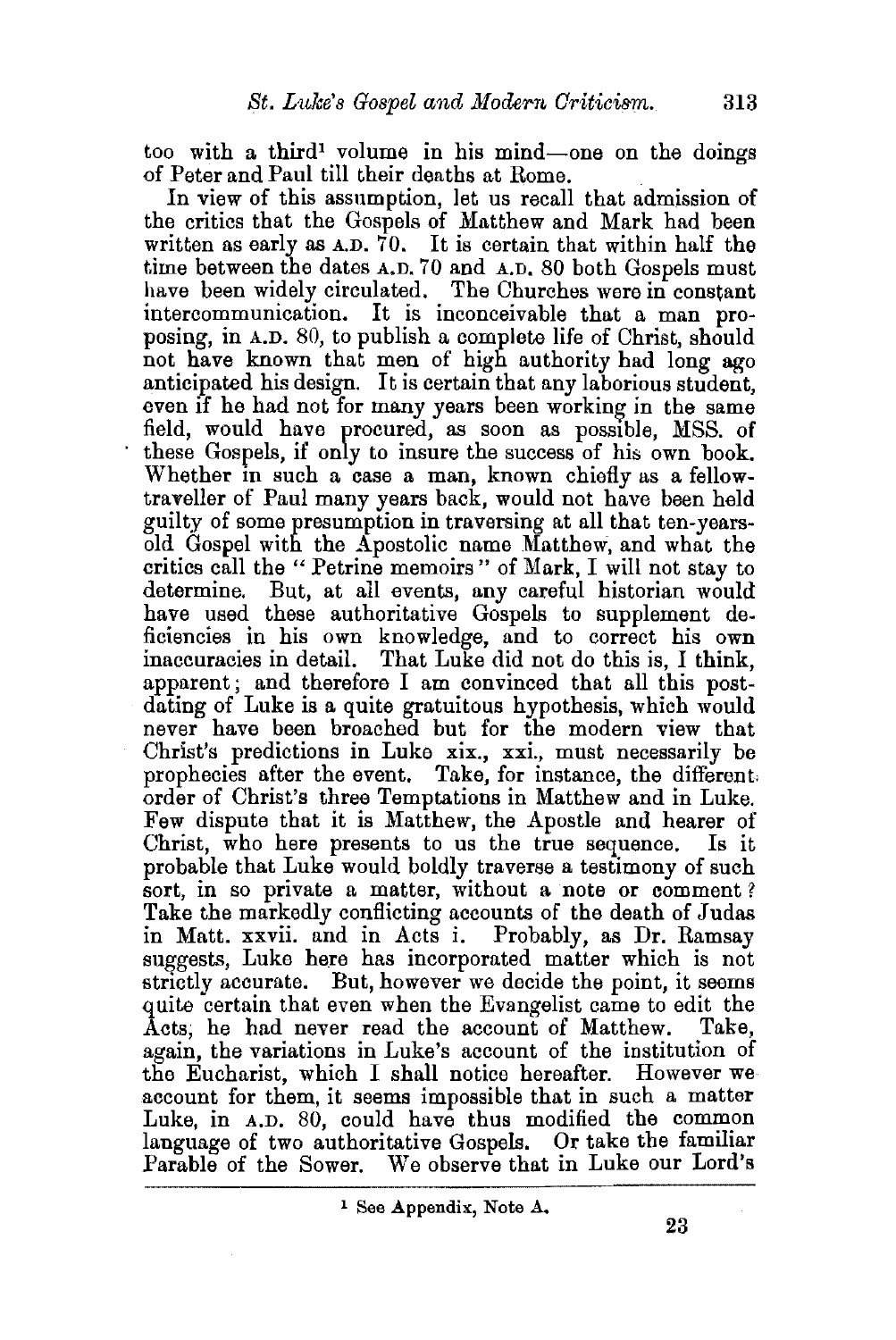too with a third[1] volume in his mind—one on the doings of Peter and Paul till their deaths at Rome.

In view of this assumption, let us recall that admission of the critics that the Gospels of Matthew and Mark had been written as early as A.D. 70. It is certain that within half the time between the dates A.D. 70 and A.D. 80 both Gospels must have been widely circulated. The Churches were in constant intercommunication. It is inconceivable that a man proposing, in A.D. 80, to publish a complete life of Christ, should not have known that men of high authority had long ago anticipated his design. It is certain that any laborious student, even if he had not for many years been working in the same field, would have procured, as soon as possible, MSS. of these Gospels, if only to insure the success of his own book. Whether in such a case a man, known chiefly as a fellow-traveller of Paul many years back, would not have been held guilty of some presumption in traversing at all that ten-years-old Gospel with the Apostolic name Matthew, and what the critics call the "Petrine memoirs" of Mark, I will not stay to determine. But, at all events, any careful historian would have used these authoritative Gospels to supplement deficiencies in his own knowledge, and to correct his own inaccuracies in detail. That Luke did not do this is, I think, apparent; and therefore I am convinced that all this post-dating of Luke is a quite gratuitous hypothesis, which would never have been broached but for the modern view that Christ's predictions in Luke xix., xxi., must necessarily be prophecies after the event. Take, for instance, the different order of Christ's three Temptations in Matthew and in Luke. Few dispute that it is Matthew, the Apostle and hearer of Christ, who here presents to us the true sequence. Is it probable that Luke would boldly traverse a testimony of such sort, in so private a matter, without a note or comment? Take the markedly conflicting accounts of the death of Judas in Matt. xxvii. and in Acts i. Probably, as Dr. Ramsay suggests, Luke here has incorporated matter which is not strictly accurate. But, however we decide the point, it seems quite certain that even when the Evangelist came to edit the Acts, he had never read the account of Matthew. Take, again, the variations in Luke's account of the institution of the Eucharist, which I shall notice hereafter. However we account for them, it seems impossible that in such a matter Luke, in A.D. 80, could have thus modified the common language of two authoritative Gospels. Or take the familiar Parable of the Sower. We observe that in Luke our Lord's

[1] See Appendix, Note A.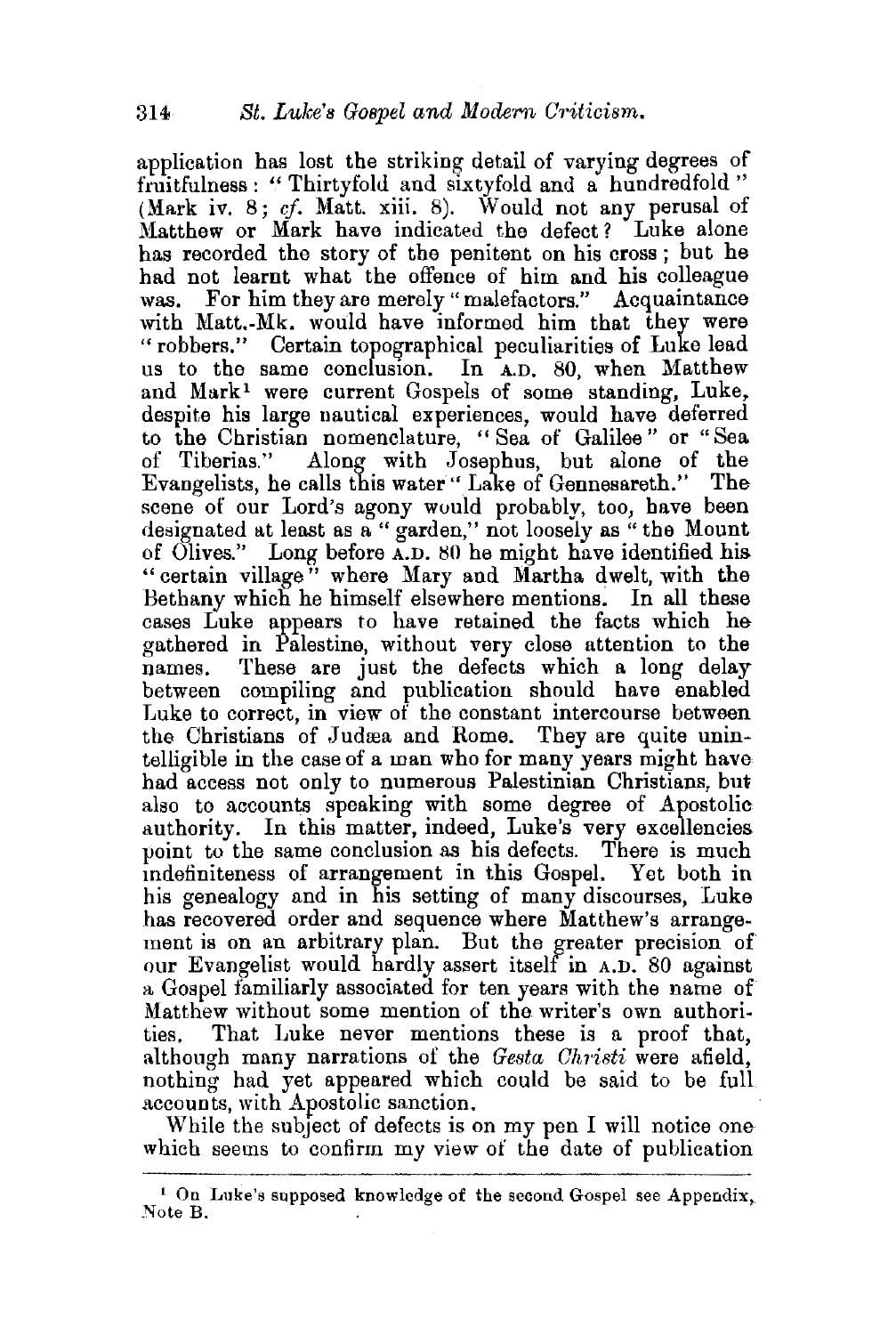application has lost the striking detail of varying degrees of fruitfulness: "Thirtyfold and sixtyfold and a hundredfold" (Mark iv. 8; *cf.* Matt. xiii. 8). Would not any perusal of Matthew or Mark have indicated the defect? Luke alone has recorded the story of the penitent on his cross; but he had not learnt what the offence of him and his colleague was. For him they are merely "malefactors." Acquaintance with Matt.-Mk. would have informed him that they were "robbers." Certain topographical peculiarities of Luke lead us to the same conclusion. In A.D. 80, when Matthew and Mark[1] were current Gospels of some standing, Luke, despite his large nautical experiences, would have deferred to the Christian nomenclature, "Sea of Galilee" or "Sea of Tiberias." Along with Josephus, but alone of the Evangelists, he calls this water "Lake of Gennesareth." The scene of our Lord's agony would probably, too, have been designated at least as a "garden," not loosely as "the Mount of Olives." Long before A.D. 80 he might have identified his "certain village" where Mary and Martha dwelt, with the Bethany which he himself elsewhere mentions. In all these cases Luke appears to have retained the facts which he gathered in Palestine, without very close attention to the names. These are just the defects which a long delay between compiling and publication should have enabled Luke to correct, in view of the constant intercourse between the Christians of Judæa and Rome. They are quite unintelligible in the case of a man who for many years might have had access not only to numerous Palestinian Christians, but also to accounts speaking with some degree of Apostolic authority. In this matter, indeed, Luke's very excellencies point to the same conclusion as his defects. There is much indefiniteness of arrangement in this Gospel. Yet both in his genealogy and in his setting of many discourses, Luke has recovered order and sequence where Matthew's arrangement is on an arbitrary plan. But the greater precision of our Evangelist would hardly assert itself in A.D. 80 against a Gospel familiarly associated for ten years with the name of Matthew without some mention of the writer's own authorities. That Luke never mentions these is a proof that, although many narrations of the *Gesta Christi* were afield, nothing had yet appeared which could be said to be full accounts, with Apostolic sanction.

While the subject of defects is on my pen I will notice one which seems to confirm my view of the date of publication

---

[1] On Luke's supposed knowledge of the second Gospel see Appendix, Note B.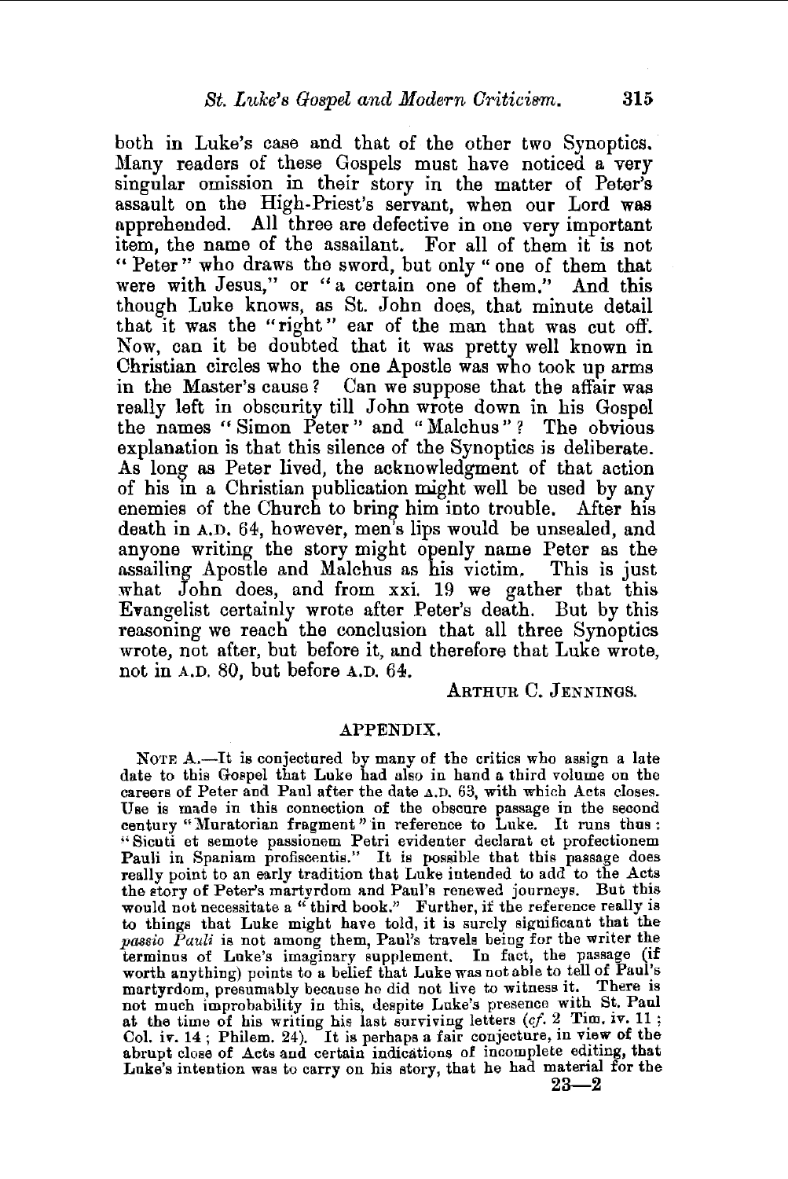both in Luke's case and that of the other two Synoptics. Many readers of these Gospels must have noticed a very singular omission in their story in the matter of Peter's assault on the High-Priest's servant, when our Lord was apprehended. All three are defective in one very important item, the name of the assailant. For all of them it is not "Peter" who draws the sword, but only "one of them that were with Jesus," or "a certain one of them." And this though Luke knows, as St. John does, that minute detail that it was the "right" ear of the man that was cut off. Now, can it be doubted that it was pretty well known in Christian circles who the one Apostle was who took up arms in the Master's cause? Can we suppose that the affair was really left in obscurity till John wrote down in his Gospel the names "Simon Peter" and "Malchus"? The obvious explanation is that this silence of the Synoptics is deliberate. As long as Peter lived, the acknowledgment of that action of his in a Christian publication might well be used by any enemies of the Church to bring him into trouble. After his death in A.D. 64, however, men's lips would be unsealed, and anyone writing the story might openly name Peter as the assailing Apostle and Malchus as his victim. This is just what John does, and from xxi. 19 we gather that this Evangelist certainly wrote after Peter's death. But by this reasoning we reach the conclusion that all three Synoptics wrote, not after, but before it, and therefore that Luke wrote, not in A.D. 80, but before A.D. 64.

ARTHUR C. JENNINGS.

## APPENDIX.

NOTE A.—It is conjectured by many of the critics who assign a late date to this Gospel that Luke had also in hand a third volume on the careers of Peter and Paul after the date A.D. 63, with which Acts closes. Use is made in this connection of the obscure passage in the second century "Muratorian fragment" in reference to Luke. It runs thus: "Sicuti et semote passionem Petri evidenter declarat et profectionem Pauli in Spaniam proficentis." It is possible that this passage does really point to an early tradition that Luke intended to add to the Acts the story of Peter's martyrdom and Paul's renewed journeys. But this would not necessitate a "third book." Further, if the reference really is to things that Luke might have told, it is surely significant that the *passio Pauli* is not among them, Paul's travels being for the writer the terminus of Luke's imaginary supplement. In fact, the passage (if worth anything) points to a belief that Luke was not able to tell of Paul's martyrdom, presumably because he did not live to witness it. There is not much improbability in this, despite Luke's presence with St. Paul at the time of his writing his last surviving letters (*cf.* 2 Tim. iv. 11; Col. iv. 14; Philem. 24). It is perhaps a fair conjecture, in view of the abrupt close of Acts and certain indications of incomplete editing, that Luke's intention was to carry on his story, that he had material for the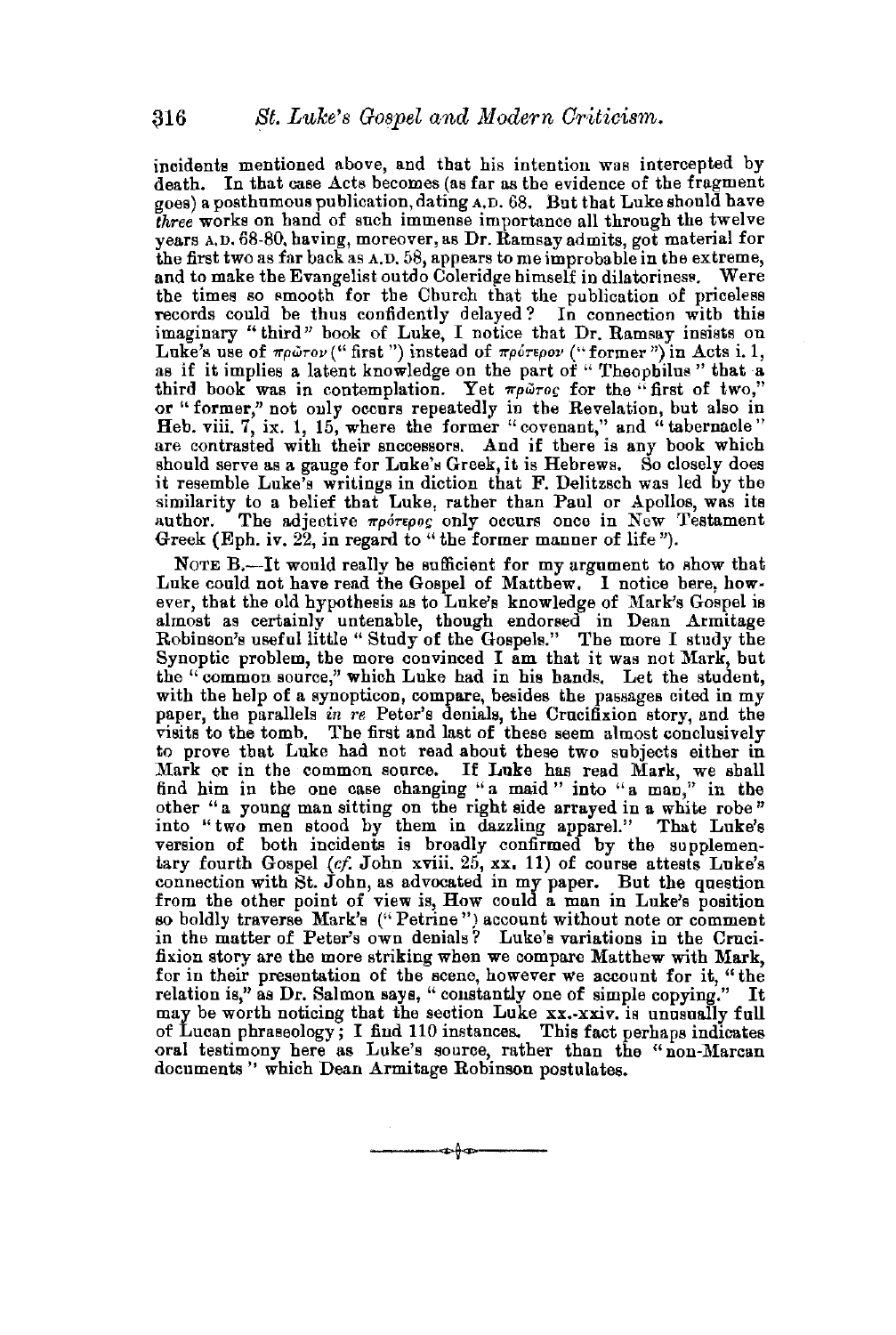incidents mentioned above, and that his intention was intercepted by death. In that case Acts becomes (as far as the evidence of the fragment goes) a posthumous publication, dating A.D. 68. But that Luke should have *three* works on hand of such immense importance all through the twelve years A.D. 68-80, having, moreover, as Dr. Ramsay admits, got material for the first two as far back as A.D. 58, appears to me improbable in the extreme, and to make the Evangelist outdo Coleridge himself in dilatoriness. Were the times so smooth for the Church that the publication of priceless records could be thus confidently delayed? In connection with this imaginary "third" book of Luke, I notice that Dr. Ramsay insists on Luke's use of πρῶτον ("first") instead of πρότερον ("former") in Acts i. 1, as if it implies a latent knowledge on the part of "Theophilus" that a third book was in contemplation. Yet πρῶτος for the "first of two," or "former," not only occurs repeatedly in the Revelation, but also in Heb. viii. 7, ix. 1, 15, where the former "covenant," and "tabernacle" are contrasted with their successors. And if there is any book which should serve as a gauge for Luke's Greek, it is Hebrews. So closely does it resemble Luke's writings in diction that F. Delitzsch was led by the similarity to a belief that Luke, rather than Paul or Apollos, was its author. The adjective πρότερος only occurs once in New Testament Greek (Eph. iv. 22, in regard to "the former manner of life").

NOTE B.—It would really be sufficient for my argument to show that Luke could not have read the Gospel of Matthew. I notice here, however, that the old hypothesis as to Luke's knowledge of Mark's Gospel is almost as certainly untenable, though endorsed in Dean Armitage Robinson's useful little "Study of the Gospels." The more I study the Synoptic problem, the more convinced I am that it was not Mark, but the "common source," which Luke had in his hands. Let the student, with the help of a synopticon, compare, besides the passages cited in my paper, the parallels *in re* Peter's denials, the Crucifixion story, and the visits to the tomb. The first and last of these seem almost conclusively to prove that Luke had not read about these two subjects either in Mark or in the common source. If Luke has read Mark, we shall find him in the one case changing "a maid" into "a man," in the other "a young man sitting on the right side arrayed in a white robe" into "two men stood by them in dazzling apparel." That Luke's version of both incidents is broadly confirmed by the supplementary fourth Gospel (*cf.* John xviii. 25, xx. 11) of course attests Luke's connection with St. John, as advocated in my paper. But the question from the other point of view is, How could a man in Luke's position so boldly traverse Mark's ("Petrine") account without note or comment in the matter of Peter's own denials? Luke's variations in the Crucifixion story are the more striking when we compare Matthew with Mark, for in their presentation of the scene, however we account for it, "the relation is," as Dr. Salmon says, "constantly one of simple copying." It may be worth noticing that the section Luke xx.-xxiv. is unusually full of Lucan phraseology; I find 110 instances. This fact perhaps indicates oral testimony here as Luke's source, rather than the "non-Marcan documents" which Dean Armitage Robinson postulates.